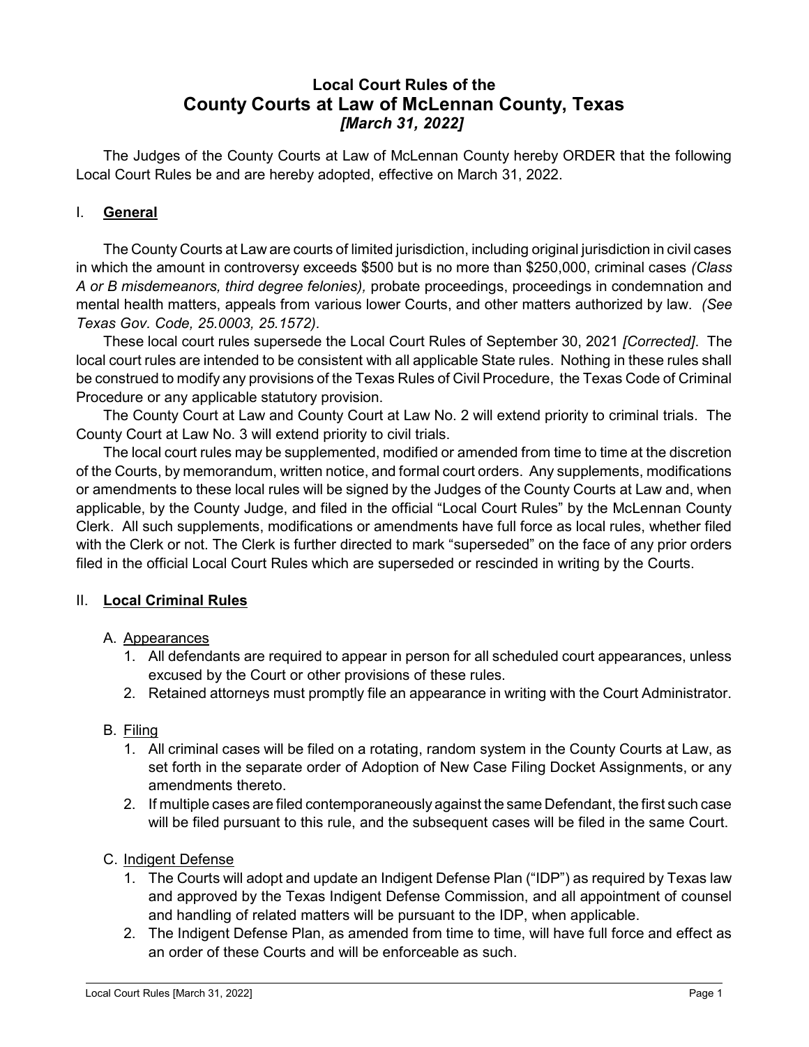# Local Court Rules of the
# County Courts at Law of McLennan County, Texas
***[March 31, 2022]***

The Judges of the County Courts at Law of McLennan County hereby ORDER that the following Local Court Rules be and are hereby adopted, effective on March 31, 2022.

## I. General

The County Courts at Law are courts of limited jurisdiction, including original jurisdiction in civil cases in which the amount in controversy exceeds $500 but is no more than $250,000, criminal cases *(Class A or B misdemeanors, third degree felonies),* probate proceedings, proceedings in condemnation and mental health matters, appeals from various lower Courts, and other matters authorized by law. *(See Texas Gov. Code, 25.0003, 25.1572).*

These local court rules supersede the Local Court Rules of September 30, 2021 *[Corrected]*. The local court rules are intended to be consistent with all applicable State rules. Nothing in these rules shall be construed to modify any provisions of the Texas Rules of Civil Procedure, the Texas Code of Criminal Procedure or any applicable statutory provision.

The County Court at Law and County Court at Law No. 2 will extend priority to criminal trials. The County Court at Law No. 3 will extend priority to civil trials.

The local court rules may be supplemented, modified or amended from time to time at the discretion of the Courts, by memorandum, written notice, and formal court orders. Any supplements, modifications or amendments to these local rules will be signed by the Judges of the County Courts at Law and, when applicable, by the County Judge, and filed in the official "Local Court Rules" by the McLennan County Clerk. All such supplements, modifications or amendments have full force as local rules, whether filed with the Clerk or not. The Clerk is further directed to mark "superseded" on the face of any prior orders filed in the official Local Court Rules which are superseded or rescinded in writing by the Courts.

## II. Local Criminal Rules

### A. Appearances

1. All defendants are required to appear in person for all scheduled court appearances, unless excused by the Court or other provisions of these rules.
2. Retained attorneys must promptly file an appearance in writing with the Court Administrator.

### B. Filing

1. All criminal cases will be filed on a rotating, random system in the County Courts at Law, as set forth in the separate order of Adoption of New Case Filing Docket Assignments, or any amendments thereto.
2. If multiple cases are filed contemporaneously against the same Defendant, the first such case will be filed pursuant to this rule, and the subsequent cases will be filed in the same Court.

### C. Indigent Defense

1. The Courts will adopt and update an Indigent Defense Plan ("IDP") as required by Texas law and approved by the Texas Indigent Defense Commission, and all appointment of counsel and handling of related matters will be pursuant to the IDP, when applicable.
2. The Indigent Defense Plan, as amended from time to time, will have full force and effect as an order of these Courts and will be enforceable as such.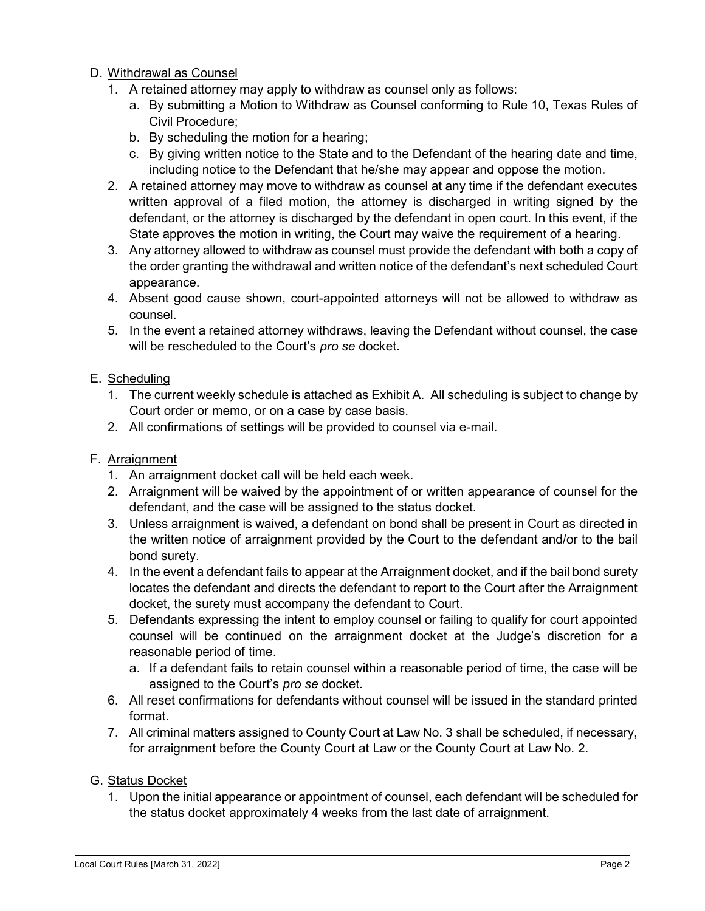D. Withdrawal as Counsel

1. A retained attorney may apply to withdraw as counsel only as follows:
   a. By submitting a Motion to Withdraw as Counsel conforming to Rule 10, Texas Rules of Civil Procedure;
   b. By scheduling the motion for a hearing;
   c. By giving written notice to the State and to the Defendant of the hearing date and time, including notice to the Defendant that he/she may appear and oppose the motion.
2. A retained attorney may move to withdraw as counsel at any time if the defendant executes written approval of a filed motion, the attorney is discharged in writing signed by the defendant, or the attorney is discharged by the defendant in open court. In this event, if the State approves the motion in writing, the Court may waive the requirement of a hearing.
3. Any attorney allowed to withdraw as counsel must provide the defendant with both a copy of the order granting the withdrawal and written notice of the defendant's next scheduled Court appearance.
4. Absent good cause shown, court-appointed attorneys will not be allowed to withdraw as counsel.
5. In the event a retained attorney withdraws, leaving the Defendant without counsel, the case will be rescheduled to the Court's *pro se* docket.

E. Scheduling

1. The current weekly schedule is attached as Exhibit A. All scheduling is subject to change by Court order or memo, or on a case by case basis.
2. All confirmations of settings will be provided to counsel via e-mail.

F. Arraignment

1. An arraignment docket call will be held each week.
2. Arraignment will be waived by the appointment of or written appearance of counsel for the defendant, and the case will be assigned to the status docket.
3. Unless arraignment is waived, a defendant on bond shall be present in Court as directed in the written notice of arraignment provided by the Court to the defendant and/or to the bail bond surety.
4. In the event a defendant fails to appear at the Arraignment docket, and if the bail bond surety locates the defendant and directs the defendant to report to the Court after the Arraignment docket, the surety must accompany the defendant to Court.
5. Defendants expressing the intent to employ counsel or failing to qualify for court appointed counsel will be continued on the arraignment docket at the Judge's discretion for a reasonable period of time.
   a. If a defendant fails to retain counsel within a reasonable period of time, the case will be assigned to the Court's *pro se* docket.
6. All reset confirmations for defendants without counsel will be issued in the standard printed format.
7. All criminal matters assigned to County Court at Law No. 3 shall be scheduled, if necessary, for arraignment before the County Court at Law or the County Court at Law No. 2.

G. Status Docket

1. Upon the initial appearance or appointment of counsel, each defendant will be scheduled for the status docket approximately 4 weeks from the last date of arraignment.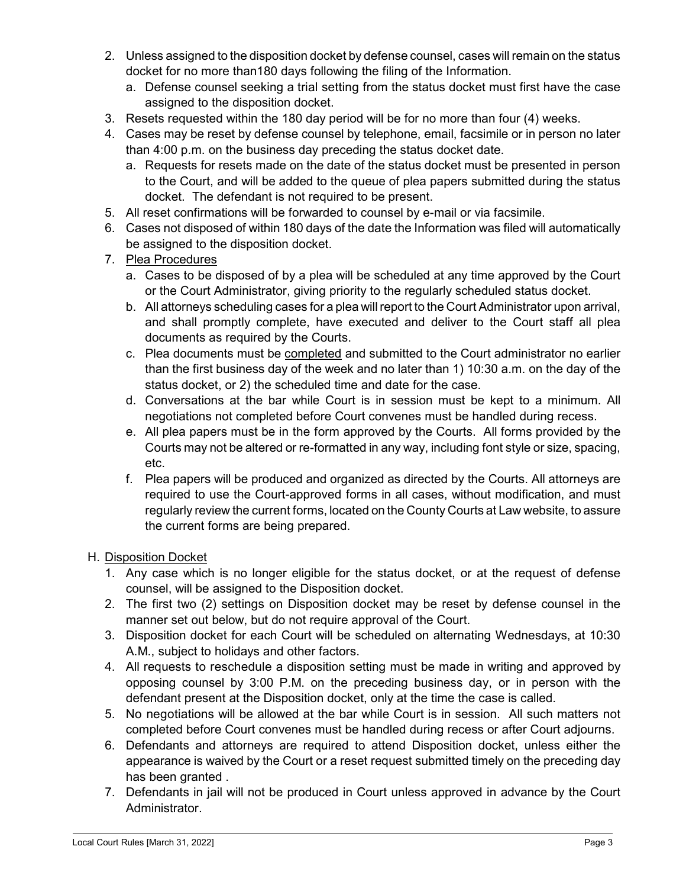2. Unless assigned to the disposition docket by defense counsel, cases will remain on the status docket for no more than180 days following the filing of the Information.
   a. Defense counsel seeking a trial setting from the status docket must first have the case assigned to the disposition docket.
3. Resets requested within the 180 day period will be for no more than four (4) weeks.
4. Cases may be reset by defense counsel by telephone, email, facsimile or in person no later than 4:00 p.m. on the business day preceding the status docket date.
   a. Requests for resets made on the date of the status docket must be presented in person to the Court, and will be added to the queue of plea papers submitted during the status docket. The defendant is not required to be present.
5. All reset confirmations will be forwarded to counsel by e-mail or via facsimile.
6. Cases not disposed of within 180 days of the date the Information was filed will automatically be assigned to the disposition docket.
7. Plea Procedures
   a. Cases to be disposed of by a plea will be scheduled at any time approved by the Court or the Court Administrator, giving priority to the regularly scheduled status docket.
   b. All attorneys scheduling cases for a plea will report to the Court Administrator upon arrival, and shall promptly complete, have executed and deliver to the Court staff all plea documents as required by the Courts.
   c. Plea documents must be completed and submitted to the Court administrator no earlier than the first business day of the week and no later than 1) 10:30 a.m. on the day of the status docket, or 2) the scheduled time and date for the case.
   d. Conversations at the bar while Court is in session must be kept to a minimum. All negotiations not completed before Court convenes must be handled during recess.
   e. All plea papers must be in the form approved by the Courts. All forms provided by the Courts may not be altered or re-formatted in any way, including font style or size, spacing, etc.
   f. Plea papers will be produced and organized as directed by the Courts. All attorneys are required to use the Court-approved forms in all cases, without modification, and must regularly review the current forms, located on the County Courts at Law website, to assure the current forms are being prepared.

H. Disposition Docket
1. Any case which is no longer eligible for the status docket, or at the request of defense counsel, will be assigned to the Disposition docket.
2. The first two (2) settings on Disposition docket may be reset by defense counsel in the manner set out below, but do not require approval of the Court.
3. Disposition docket for each Court will be scheduled on alternating Wednesdays, at 10:30 A.M., subject to holidays and other factors.
4. All requests to reschedule a disposition setting must be made in writing and approved by opposing counsel by 3:00 P.M. on the preceding business day, or in person with the defendant present at the Disposition docket, only at the time the case is called.
5. No negotiations will be allowed at the bar while Court is in session. All such matters not completed before Court convenes must be handled during recess or after Court adjourns.
6. Defendants and attorneys are required to attend Disposition docket, unless either the appearance is waived by the Court or a reset request submitted timely on the preceding day has been granted .
7. Defendants in jail will not be produced in Court unless approved in advance by the Court Administrator.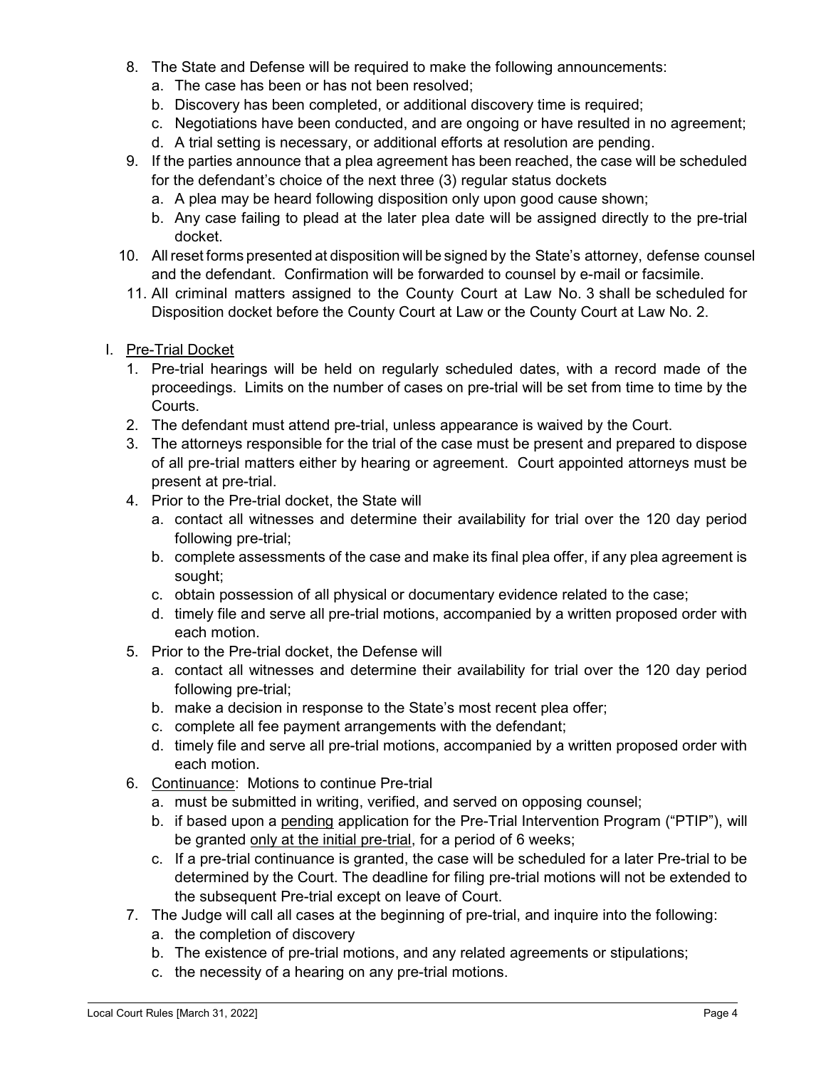8. The State and Defense will be required to make the following announcements:
   a. The case has been or has not been resolved;
   b. Discovery has been completed, or additional discovery time is required;
   c. Negotiations have been conducted, and are ongoing or have resulted in no agreement;
   d. A trial setting is necessary, or additional efforts at resolution are pending.
9. If the parties announce that a plea agreement has been reached, the case will be scheduled for the defendant's choice of the next three (3) regular status dockets
   a. A plea may be heard following disposition only upon good cause shown;
   b. Any case failing to plead at the later plea date will be assigned directly to the pre-trial docket.
10. All reset forms presented at disposition will be signed by the State's attorney, defense counsel and the defendant. Confirmation will be forwarded to counsel by e-mail or facsimile.
11. All criminal matters assigned to the County Court at Law No. 3 shall be scheduled for Disposition docket before the County Court at Law or the County Court at Law No. 2.

I. <u>Pre-Trial Docket</u>

1. Pre-trial hearings will be held on regularly scheduled dates, with a record made of the proceedings. Limits on the number of cases on pre-trial will be set from time to time by the Courts.
2. The defendant must attend pre-trial, unless appearance is waived by the Court.
3. The attorneys responsible for the trial of the case must be present and prepared to dispose of all pre-trial matters either by hearing or agreement. Court appointed attorneys must be present at pre-trial.
4. Prior to the Pre-trial docket, the State will
   a. contact all witnesses and determine their availability for trial over the 120 day period following pre-trial;
   b. complete assessments of the case and make its final plea offer, if any plea agreement is sought;
   c. obtain possession of all physical or documentary evidence related to the case;
   d. timely file and serve all pre-trial motions, accompanied by a written proposed order with each motion.
5. Prior to the Pre-trial docket, the Defense will
   a. contact all witnesses and determine their availability for trial over the 120 day period following pre-trial;
   b. make a decision in response to the State's most recent plea offer;
   c. complete all fee payment arrangements with the defendant;
   d. timely file and serve all pre-trial motions, accompanied by a written proposed order with each motion.
6. <u>Continuance</u>: Motions to continue Pre-trial
   a. must be submitted in writing, verified, and served on opposing counsel;
   b. if based upon a <u>pending</u> application for the Pre-Trial Intervention Program ("PTIP"), will be granted <u>only at the initial pre-trial</u>, for a period of 6 weeks;
   c. If a pre-trial continuance is granted, the case will be scheduled for a later Pre-trial to be determined by the Court. The deadline for filing pre-trial motions will not be extended to the subsequent Pre-trial except on leave of Court.
7. The Judge will call all cases at the beginning of pre-trial, and inquire into the following:
   a. the completion of discovery
   b. The existence of pre-trial motions, and any related agreements or stipulations;
   c. the necessity of a hearing on any pre-trial motions.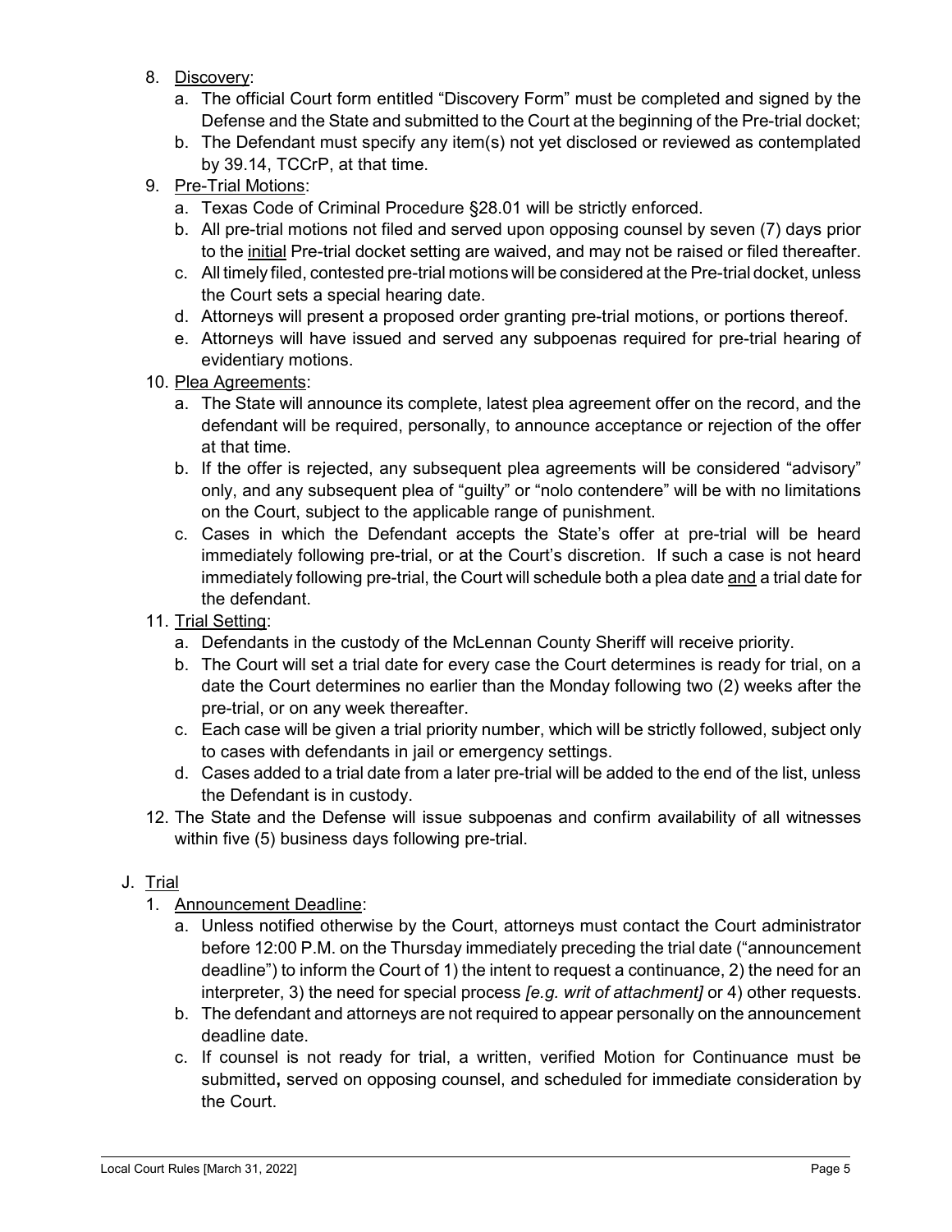8. Discovery:
    a. The official Court form entitled "Discovery Form" must be completed and signed by the Defense and the State and submitted to the Court at the beginning of the Pre-trial docket;
    b. The Defendant must specify any item(s) not yet disclosed or reviewed as contemplated by 39.14, TCCrP, at that time.
9. Pre-Trial Motions:
    a. Texas Code of Criminal Procedure §28.01 will be strictly enforced.
    b. All pre-trial motions not filed and served upon opposing counsel by seven (7) days prior to the initial Pre-trial docket setting are waived, and may not be raised or filed thereafter.
    c. All timely filed, contested pre-trial motions will be considered at the Pre-trial docket, unless the Court sets a special hearing date.
    d. Attorneys will present a proposed order granting pre-trial motions, or portions thereof.
    e. Attorneys will have issued and served any subpoenas required for pre-trial hearing of evidentiary motions.
10. Plea Agreements:
    a. The State will announce its complete, latest plea agreement offer on the record, and the defendant will be required, personally, to announce acceptance or rejection of the offer at that time.
    b. If the offer is rejected, any subsequent plea agreements will be considered "advisory" only, and any subsequent plea of "guilty" or "nolo contendere" will be with no limitations on the Court, subject to the applicable range of punishment.
    c. Cases in which the Defendant accepts the State's offer at pre-trial will be heard immediately following pre-trial, or at the Court's discretion. If such a case is not heard immediately following pre-trial, the Court will schedule both a plea date and a trial date for the defendant.
11. Trial Setting:
    a. Defendants in the custody of the McLennan County Sheriff will receive priority.
    b. The Court will set a trial date for every case the Court determines is ready for trial, on a date the Court determines no earlier than the Monday following two (2) weeks after the pre-trial, or on any week thereafter.
    c. Each case will be given a trial priority number, which will be strictly followed, subject only to cases with defendants in jail or emergency settings.
    d. Cases added to a trial date from a later pre-trial will be added to the end of the list, unless the Defendant is in custody.
12. The State and the Defense will issue subpoenas and confirm availability of all witnesses within five (5) business days following pre-trial.

J. Trial
1. Announcement Deadline:
    a. Unless notified otherwise by the Court, attorneys must contact the Court administrator before 12:00 P.M. on the Thursday immediately preceding the trial date ("announcement deadline") to inform the Court of 1) the intent to request a continuance, 2) the need for an interpreter, 3) the need for special process *[e.g. writ of attachment]* or 4) other requests.
    b. The defendant and attorneys are not required to appear personally on the announcement deadline date.
    c. If counsel is not ready for trial, a written, verified Motion for Continuance must be submitted**,** served on opposing counsel, and scheduled for immediate consideration by the Court.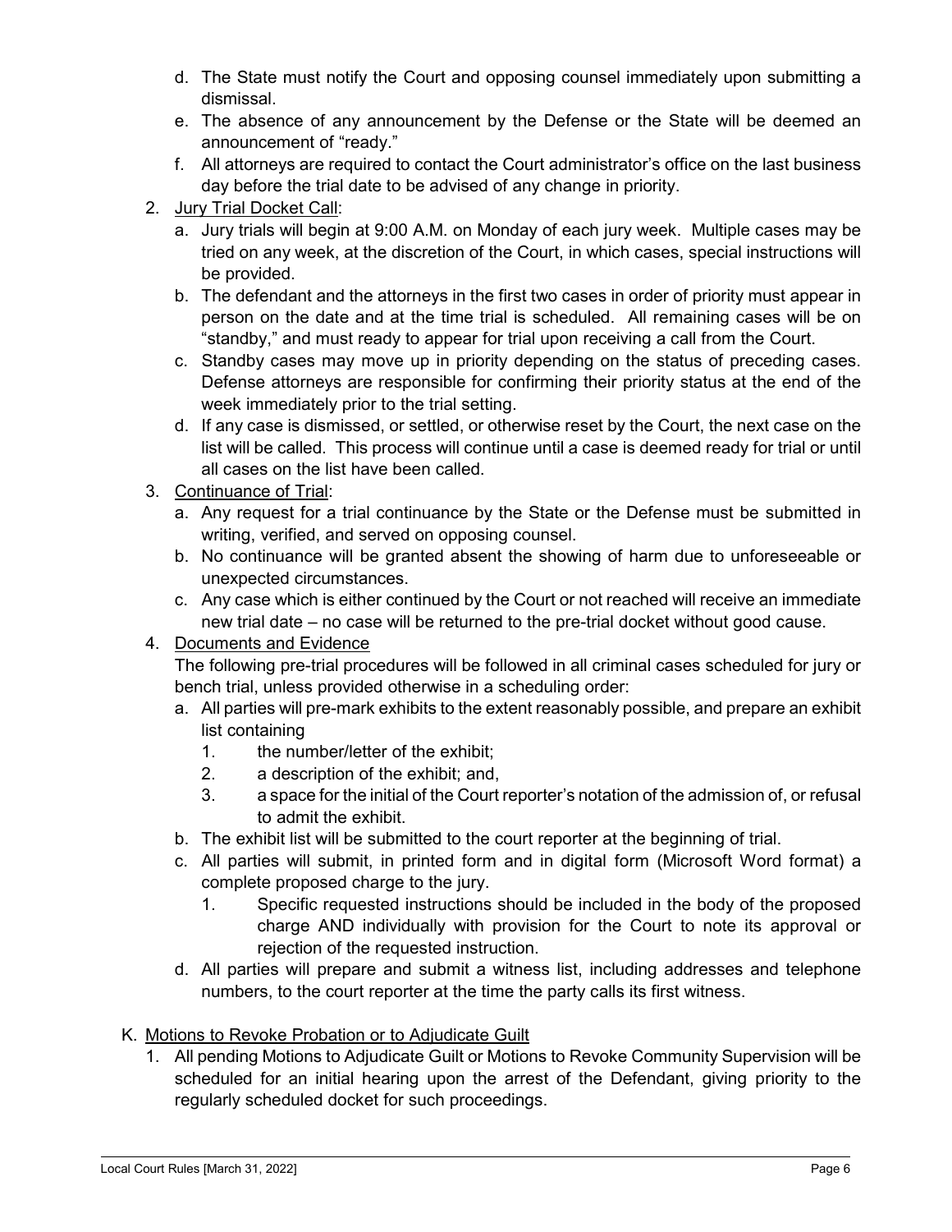d. The State must notify the Court and opposing counsel immediately upon submitting a dismissal.

e. The absence of any announcement by the Defense or the State will be deemed an announcement of "ready."

f. All attorneys are required to contact the Court administrator's office on the last business day before the trial date to be advised of any change in priority.

2. <u>Jury Trial Docket Call</u>:

   a. Jury trials will begin at 9:00 A.M. on Monday of each jury week. Multiple cases may be tried on any week, at the discretion of the Court, in which cases, special instructions will be provided.

   b. The defendant and the attorneys in the first two cases in order of priority must appear in person on the date and at the time trial is scheduled. All remaining cases will be on "standby," and must ready to appear for trial upon receiving a call from the Court.

   c. Standby cases may move up in priority depending on the status of preceding cases. Defense attorneys are responsible for confirming their priority status at the end of the week immediately prior to the trial setting.

   d. If any case is dismissed, or settled, or otherwise reset by the Court, the next case on the list will be called. This process will continue until a case is deemed ready for trial or until all cases on the list have been called.

3. <u>Continuance of Trial</u>:

   a. Any request for a trial continuance by the State or the Defense must be submitted in writing, verified, and served on opposing counsel.

   b. No continuance will be granted absent the showing of harm due to unforeseeable or unexpected circumstances.

   c. Any case which is either continued by the Court or not reached will receive an immediate new trial date – no case will be returned to the pre-trial docket without good cause.

4. <u>Documents and Evidence</u>

   The following pre-trial procedures will be followed in all criminal cases scheduled for jury or bench trial, unless provided otherwise in a scheduling order:

   a. All parties will pre-mark exhibits to the extent reasonably possible, and prepare an exhibit list containing

      1. the number/letter of the exhibit;
      2. a description of the exhibit; and,
      3. a space for the initial of the Court reporter's notation of the admission of, or refusal to admit the exhibit.

   b. The exhibit list will be submitted to the court reporter at the beginning of trial.

   c. All parties will submit, in printed form and in digital form (Microsoft Word format) a complete proposed charge to the jury.

      1. Specific requested instructions should be included in the body of the proposed charge AND individually with provision for the Court to note its approval or rejection of the requested instruction.

   d. All parties will prepare and submit a witness list, including addresses and telephone numbers, to the court reporter at the time the party calls its first witness.

K. <u>Motions to Revoke Probation or to Adjudicate Guilt</u>

1. All pending Motions to Adjudicate Guilt or Motions to Revoke Community Supervision will be scheduled for an initial hearing upon the arrest of the Defendant, giving priority to the regularly scheduled docket for such proceedings.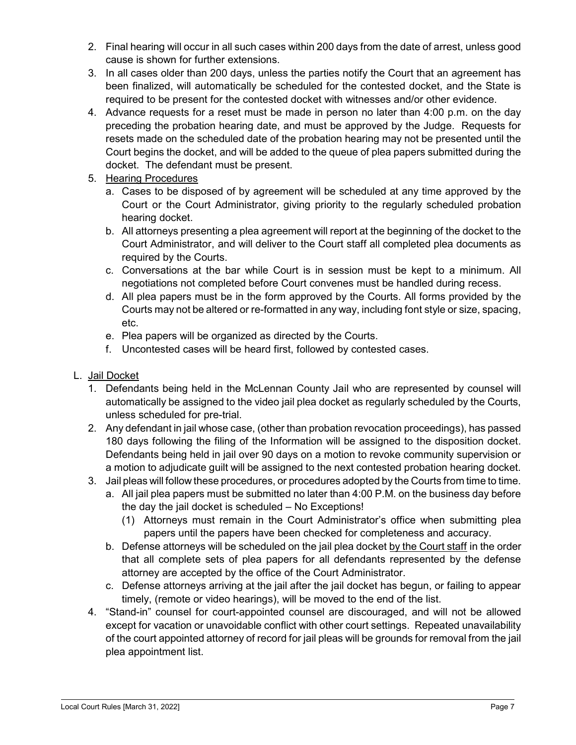2. Final hearing will occur in all such cases within 200 days from the date of arrest, unless good cause is shown for further extensions.
3. In all cases older than 200 days, unless the parties notify the Court that an agreement has been finalized, will automatically be scheduled for the contested docket, and the State is required to be present for the contested docket with witnesses and/or other evidence.
4. Advance requests for a reset must be made in person no later than 4:00 p.m. on the day preceding the probation hearing date, and must be approved by the Judge. Requests for resets made on the scheduled date of the probation hearing may not be presented until the Court begins the docket, and will be added to the queue of plea papers submitted during the docket. The defendant must be present.
5. <u>Hearing Procedures</u>
   a. Cases to be disposed of by agreement will be scheduled at any time approved by the Court or the Court Administrator, giving priority to the regularly scheduled probation hearing docket.
   b. All attorneys presenting a plea agreement will report at the beginning of the docket to the Court Administrator, and will deliver to the Court staff all completed plea documents as required by the Courts.
   c. Conversations at the bar while Court is in session must be kept to a minimum. All negotiations not completed before Court convenes must be handled during recess.
   d. All plea papers must be in the form approved by the Courts. All forms provided by the Courts may not be altered or re-formatted in any way, including font style or size, spacing, etc.
   e. Plea papers will be organized as directed by the Courts.
   f. Uncontested cases will be heard first, followed by contested cases.

L. <u>Jail Docket</u>
1. Defendants being held in the McLennan County Jail who are represented by counsel will automatically be assigned to the video jail plea docket as regularly scheduled by the Courts, unless scheduled for pre-trial.
2. Any defendant in jail whose case, (other than probation revocation proceedings), has passed 180 days following the filing of the Information will be assigned to the disposition docket. Defendants being held in jail over 90 days on a motion to revoke community supervision or a motion to adjudicate guilt will be assigned to the next contested probation hearing docket.
3. Jail pleas will follow these procedures, or procedures adopted by the Courts from time to time.
   a. All jail plea papers must be submitted no later than 4:00 P.M. on the business day before the day the jail docket is scheduled – No Exceptions!
      (1) Attorneys must remain in the Court Administrator's office when submitting plea papers until the papers have been checked for completeness and accuracy.
   b. Defense attorneys will be scheduled on the jail plea docket <u>by the Court staff</u> in the order that all complete sets of plea papers for all defendants represented by the defense attorney are accepted by the office of the Court Administrator.
   c. Defense attorneys arriving at the jail after the jail docket has begun, or failing to appear timely, (remote or video hearings), will be moved to the end of the list.
4. "Stand-in" counsel for court-appointed counsel are discouraged, and will not be allowed except for vacation or unavoidable conflict with other court settings. Repeated unavailability of the court appointed attorney of record for jail pleas will be grounds for removal from the jail plea appointment list.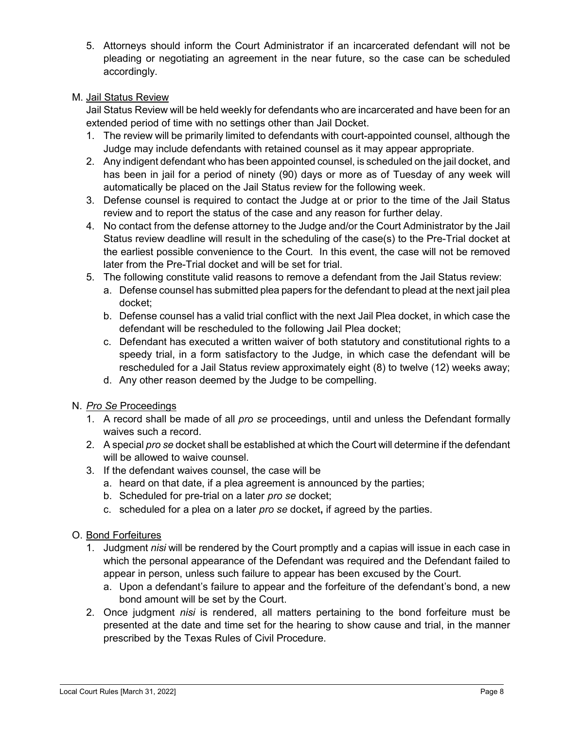5. Attorneys should inform the Court Administrator if an incarcerated defendant will not be pleading or negotiating an agreement in the near future, so the case can be scheduled accordingly.

M. Jail Status Review

Jail Status Review will be held weekly for defendants who are incarcerated and have been for an extended period of time with no settings other than Jail Docket.

1. The review will be primarily limited to defendants with court-appointed counsel, although the Judge may include defendants with retained counsel as it may appear appropriate.
2. Any indigent defendant who has been appointed counsel, is scheduled on the jail docket, and has been in jail for a period of ninety (90) days or more as of Tuesday of any week will automatically be placed on the Jail Status review for the following week.
3. Defense counsel is required to contact the Judge at or prior to the time of the Jail Status review and to report the status of the case and any reason for further delay.
4. No contact from the defense attorney to the Judge and/or the Court Administrator by the Jail Status review deadline will result in the scheduling of the case(s) to the Pre-Trial docket at the earliest possible convenience to the Court. In this event, the case will not be removed later from the Pre-Trial docket and will be set for trial.
5. The following constitute valid reasons to remove a defendant from the Jail Status review:
   a. Defense counsel has submitted plea papers for the defendant to plead at the next jail plea docket;
   b. Defense counsel has a valid trial conflict with the next Jail Plea docket, in which case the defendant will be rescheduled to the following Jail Plea docket;
   c. Defendant has executed a written waiver of both statutory and constitutional rights to a speedy trial, in a form satisfactory to the Judge, in which case the defendant will be rescheduled for a Jail Status review approximately eight (8) to twelve (12) weeks away;
   d. Any other reason deemed by the Judge to be compelling.

N. *Pro Se* Proceedings

1. A record shall be made of all *pro se* proceedings, until and unless the Defendant formally waives such a record.
2. A special *pro se* docket shall be established at which the Court will determine if the defendant will be allowed to waive counsel.
3. If the defendant waives counsel, the case will be
   a. heard on that date, if a plea agreement is announced by the parties;
   b. Scheduled for pre-trial on a later *pro se* docket;
   c. scheduled for a plea on a later *pro se* docket**,** if agreed by the parties.

O. Bond Forfeitures

1. Judgment *nisi* will be rendered by the Court promptly and a capias will issue in each case in which the personal appearance of the Defendant was required and the Defendant failed to appear in person, unless such failure to appear has been excused by the Court.
   a. Upon a defendant's failure to appear and the forfeiture of the defendant's bond, a new bond amount will be set by the Court.
2. Once judgment *nisi* is rendered, all matters pertaining to the bond forfeiture must be presented at the date and time set for the hearing to show cause and trial, in the manner prescribed by the Texas Rules of Civil Procedure.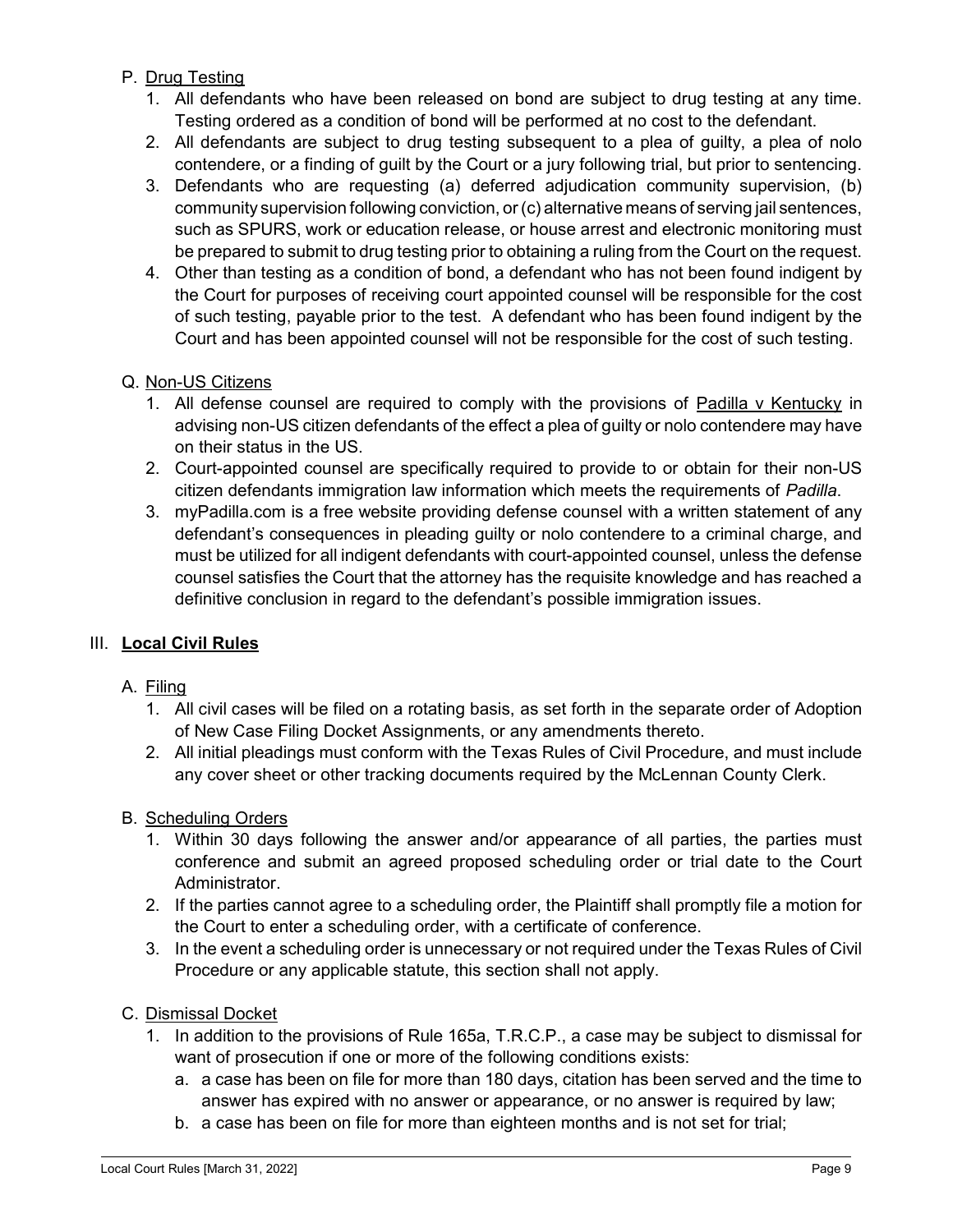P. <u>Drug Testing</u>

1. All defendants who have been released on bond are subject to drug testing at any time. Testing ordered as a condition of bond will be performed at no cost to the defendant.
2. All defendants are subject to drug testing subsequent to a plea of guilty, a plea of nolo contendere, or a finding of guilt by the Court or a jury following trial, but prior to sentencing.
3. Defendants who are requesting (a) deferred adjudication community supervision, (b) community supervision following conviction, or (c) alternative means of serving jail sentences, such as SPURS, work or education release, or house arrest and electronic monitoring must be prepared to submit to drug testing prior to obtaining a ruling from the Court on the request.
4. Other than testing as a condition of bond, a defendant who has not been found indigent by the Court for purposes of receiving court appointed counsel will be responsible for the cost of such testing, payable prior to the test. A defendant who has been found indigent by the Court and has been appointed counsel will not be responsible for the cost of such testing.

Q. <u>Non-US Citizens</u>

1. All defense counsel are required to comply with the provisions of <u>Padilla v Kentucky</u> in advising non-US citizen defendants of the effect a plea of guilty or nolo contendere may have on their status in the US.
2. Court-appointed counsel are specifically required to provide to or obtain for their non-US citizen defendants immigration law information which meets the requirements of *Padilla*.
3. myPadilla.com is a free website providing defense counsel with a written statement of any defendant's consequences in pleading guilty or nolo contendere to a criminal charge, and must be utilized for all indigent defendants with court-appointed counsel, unless the defense counsel satisfies the Court that the attorney has the requisite knowledge and has reached a definitive conclusion in regard to the defendant's possible immigration issues.

## III. <u>**Local Civil Rules**</u>

A. <u>Filing</u>

1. All civil cases will be filed on a rotating basis, as set forth in the separate order of Adoption of New Case Filing Docket Assignments, or any amendments thereto.
2. All initial pleadings must conform with the Texas Rules of Civil Procedure, and must include any cover sheet or other tracking documents required by the McLennan County Clerk.

B. <u>Scheduling Orders</u>

1. Within 30 days following the answer and/or appearance of all parties, the parties must conference and submit an agreed proposed scheduling order or trial date to the Court Administrator.
2. If the parties cannot agree to a scheduling order, the Plaintiff shall promptly file a motion for the Court to enter a scheduling order, with a certificate of conference.
3. In the event a scheduling order is unnecessary or not required under the Texas Rules of Civil Procedure or any applicable statute, this section shall not apply.

C. <u>Dismissal Docket</u>

1. In addition to the provisions of Rule 165a, T.R.C.P., a case may be subject to dismissal for want of prosecution if one or more of the following conditions exists:
   a. a case has been on file for more than 180 days, citation has been served and the time to answer has expired with no answer or appearance, or no answer is required by law;
   b. a case has been on file for more than eighteen months and is not set for trial;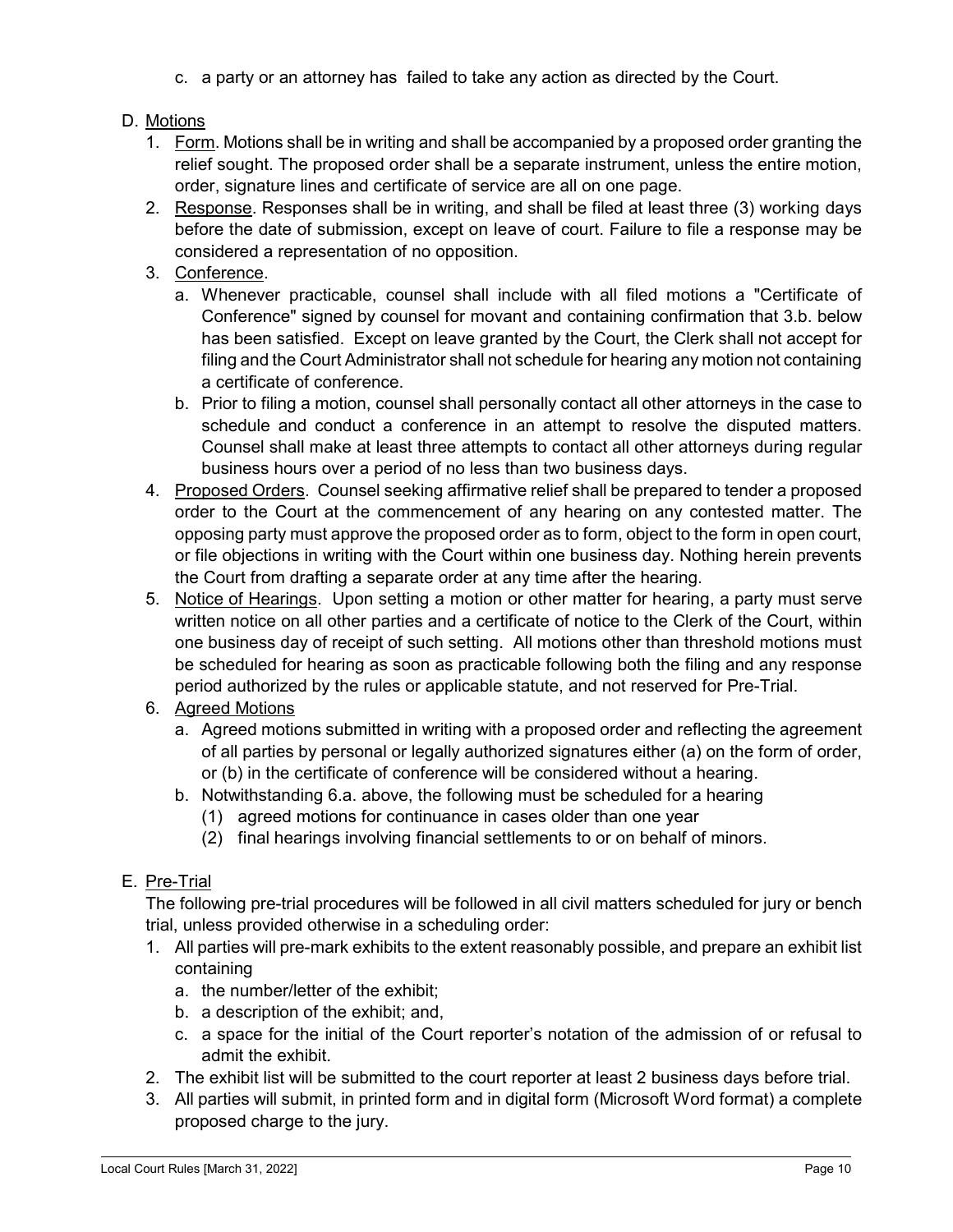c. a party or an attorney has failed to take any action as directed by the Court.

D. Motions

1. Form. Motions shall be in writing and shall be accompanied by a proposed order granting the relief sought. The proposed order shall be a separate instrument, unless the entire motion, order, signature lines and certificate of service are all on one page.
2. Response. Responses shall be in writing, and shall be filed at least three (3) working days before the date of submission, except on leave of court. Failure to file a response may be considered a representation of no opposition.
3. Conference.
   a. Whenever practicable, counsel shall include with all filed motions a "Certificate of Conference" signed by counsel for movant and containing confirmation that 3.b. below has been satisfied. Except on leave granted by the Court, the Clerk shall not accept for filing and the Court Administrator shall not schedule for hearing any motion not containing a certificate of conference.
   b. Prior to filing a motion, counsel shall personally contact all other attorneys in the case to schedule and conduct a conference in an attempt to resolve the disputed matters. Counsel shall make at least three attempts to contact all other attorneys during regular business hours over a period of no less than two business days.
4. Proposed Orders. Counsel seeking affirmative relief shall be prepared to tender a proposed order to the Court at the commencement of any hearing on any contested matter. The opposing party must approve the proposed order as to form, object to the form in open court, or file objections in writing with the Court within one business day. Nothing herein prevents the Court from drafting a separate order at any time after the hearing.
5. Notice of Hearings. Upon setting a motion or other matter for hearing, a party must serve written notice on all other parties and a certificate of notice to the Clerk of the Court, within one business day of receipt of such setting. All motions other than threshold motions must be scheduled for hearing as soon as practicable following both the filing and any response period authorized by the rules or applicable statute, and not reserved for Pre-Trial.
6. Agreed Motions
   a. Agreed motions submitted in writing with a proposed order and reflecting the agreement of all parties by personal or legally authorized signatures either (a) on the form of order, or (b) in the certificate of conference will be considered without a hearing.
   b. Notwithstanding 6.a. above, the following must be scheduled for a hearing
      (1) agreed motions for continuance in cases older than one year
      (2) final hearings involving financial settlements to or on behalf of minors.

E. Pre-Trial

The following pre-trial procedures will be followed in all civil matters scheduled for jury or bench trial, unless provided otherwise in a scheduling order:

1. All parties will pre-mark exhibits to the extent reasonably possible, and prepare an exhibit list containing
   a. the number/letter of the exhibit;
   b. a description of the exhibit; and,
   c. a space for the initial of the Court reporter's notation of the admission of or refusal to admit the exhibit.
2. The exhibit list will be submitted to the court reporter at least 2 business days before trial.
3. All parties will submit, in printed form and in digital form (Microsoft Word format) a complete proposed charge to the jury.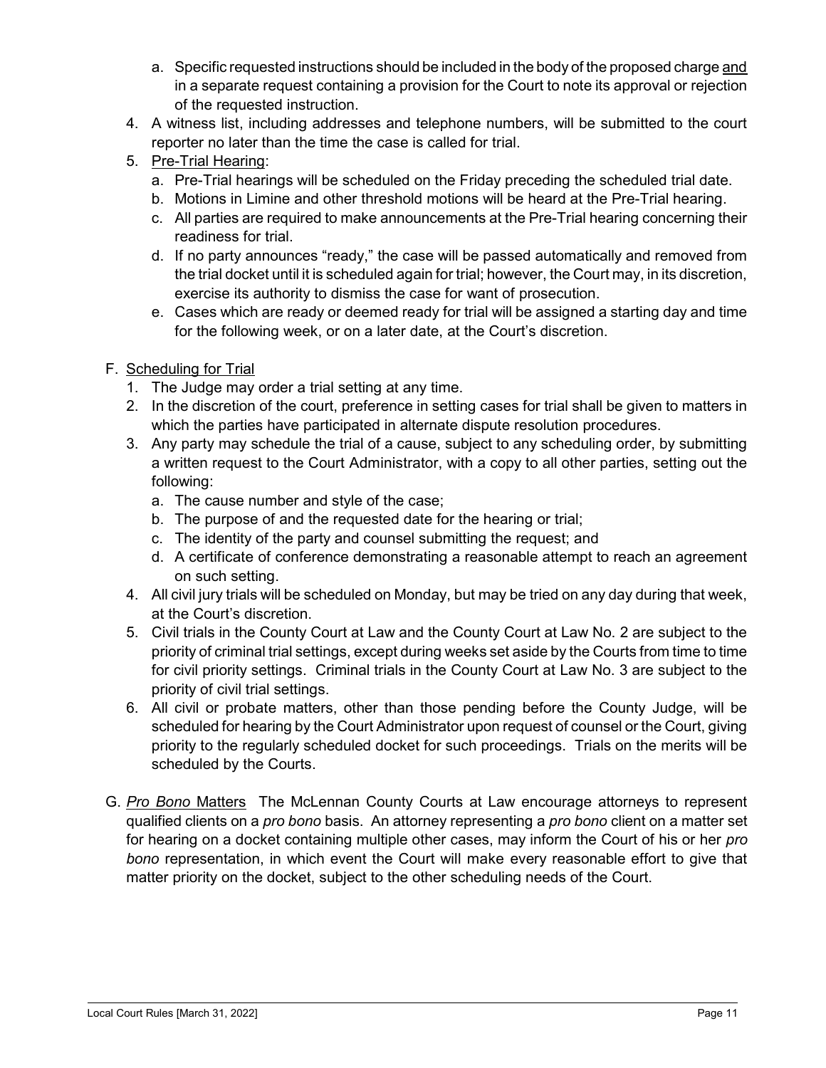a. Specific requested instructions should be included in the body of the proposed charge <u>and</u> in a separate request containing a provision for the Court to note its approval or rejection of the requested instruction.

4. A witness list, including addresses and telephone numbers, will be submitted to the court reporter no later than the time the case is called for trial.
5. <u>Pre-Trial Hearing</u>:
   a. Pre-Trial hearings will be scheduled on the Friday preceding the scheduled trial date.
   b. Motions in Limine and other threshold motions will be heard at the Pre-Trial hearing.
   c. All parties are required to make announcements at the Pre-Trial hearing concerning their readiness for trial.
   d. If no party announces "ready," the case will be passed automatically and removed from the trial docket until it is scheduled again for trial; however, the Court may, in its discretion, exercise its authority to dismiss the case for want of prosecution.
   e. Cases which are ready or deemed ready for trial will be assigned a starting day and time for the following week, or on a later date, at the Court's discretion.

F. <u>Scheduling for Trial</u>

1. The Judge may order a trial setting at any time.
2. In the discretion of the court, preference in setting cases for trial shall be given to matters in which the parties have participated in alternate dispute resolution procedures.
3. Any party may schedule the trial of a cause, subject to any scheduling order, by submitting a written request to the Court Administrator, with a copy to all other parties, setting out the following:
   a. The cause number and style of the case;
   b. The purpose of and the requested date for the hearing or trial;
   c. The identity of the party and counsel submitting the request; and
   d. A certificate of conference demonstrating a reasonable attempt to reach an agreement on such setting.
4. All civil jury trials will be scheduled on Monday, but may be tried on any day during that week, at the Court's discretion.
5. Civil trials in the County Court at Law and the County Court at Law No. 2 are subject to the priority of criminal trial settings, except during weeks set aside by the Courts from time to time for civil priority settings. Criminal trials in the County Court at Law No. 3 are subject to the priority of civil trial settings.
6. All civil or probate matters, other than those pending before the County Judge, will be scheduled for hearing by the Court Administrator upon request of counsel or the Court, giving priority to the regularly scheduled docket for such proceedings. Trials on the merits will be scheduled by the Courts.

G. <u>*Pro Bono* Matters</u> The McLennan County Courts at Law encourage attorneys to represent qualified clients on a *pro bono* basis. An attorney representing a *pro bono* client on a matter set for hearing on a docket containing multiple other cases, may inform the Court of his or her *pro bono* representation, in which event the Court will make every reasonable effort to give that matter priority on the docket, subject to the other scheduling needs of the Court.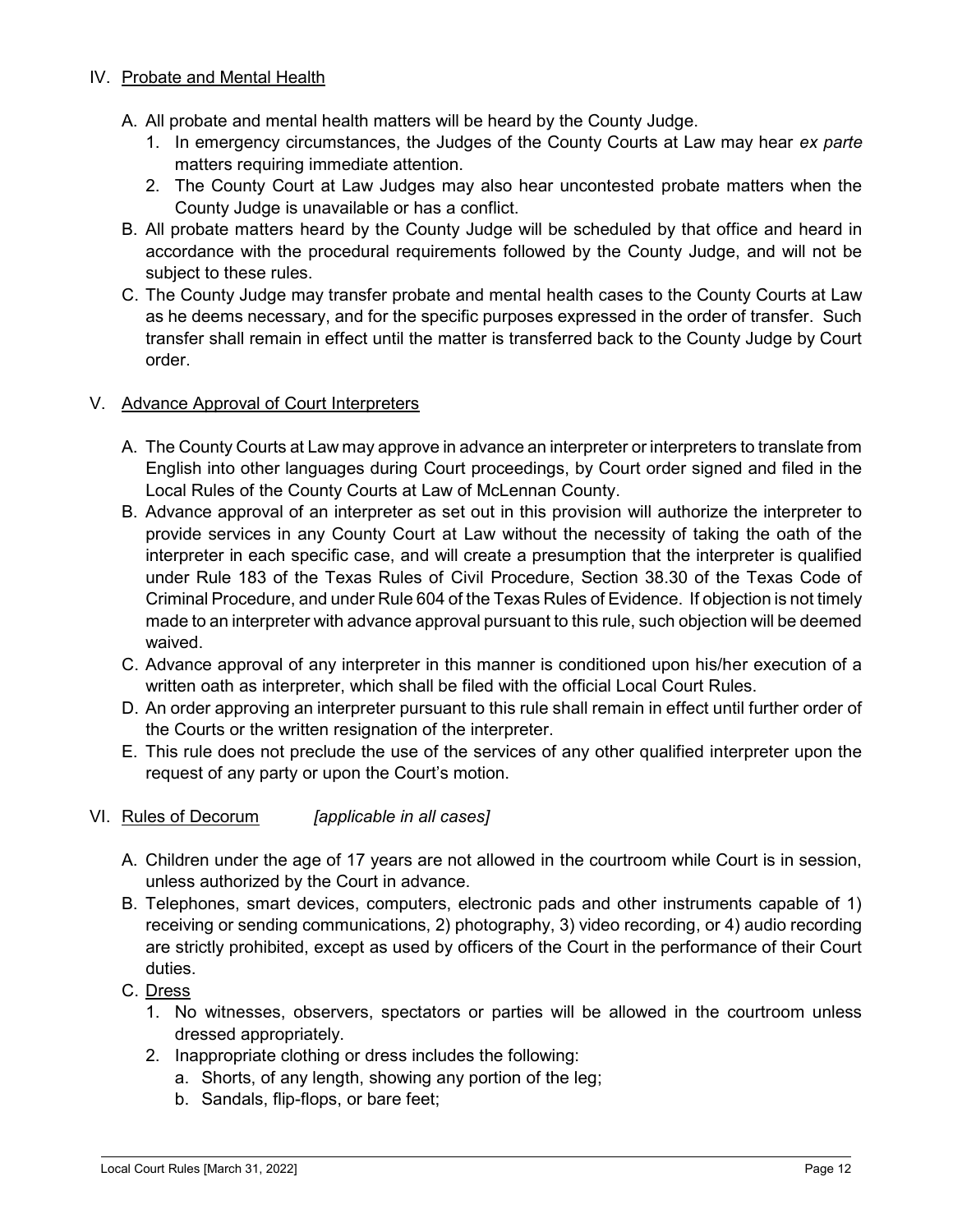## IV. Probate and Mental Health

A. All probate and mental health matters will be heard by the County Judge.
   1. In emergency circumstances, the Judges of the County Courts at Law may hear *ex parte* matters requiring immediate attention.
   2. The County Court at Law Judges may also hear uncontested probate matters when the County Judge is unavailable or has a conflict.

B. All probate matters heard by the County Judge will be scheduled by that office and heard in accordance with the procedural requirements followed by the County Judge, and will not be subject to these rules.

C. The County Judge may transfer probate and mental health cases to the County Courts at Law as he deems necessary, and for the specific purposes expressed in the order of transfer. Such transfer shall remain in effect until the matter is transferred back to the County Judge by Court order.

## V. Advance Approval of Court Interpreters

A. The County Courts at Law may approve in advance an interpreter or interpreters to translate from English into other languages during Court proceedings, by Court order signed and filed in the Local Rules of the County Courts at Law of McLennan County.

B. Advance approval of an interpreter as set out in this provision will authorize the interpreter to provide services in any County Court at Law without the necessity of taking the oath of the interpreter in each specific case, and will create a presumption that the interpreter is qualified under Rule 183 of the Texas Rules of Civil Procedure, Section 38.30 of the Texas Code of Criminal Procedure, and under Rule 604 of the Texas Rules of Evidence. If objection is not timely made to an interpreter with advance approval pursuant to this rule, such objection will be deemed waived.

C. Advance approval of any interpreter in this manner is conditioned upon his/her execution of a written oath as interpreter, which shall be filed with the official Local Court Rules.

D. An order approving an interpreter pursuant to this rule shall remain in effect until further order of the Courts or the written resignation of the interpreter.

E. This rule does not preclude the use of the services of any other qualified interpreter upon the request of any party or upon the Court's motion.

## VI. Rules of Decorum *[applicable in all cases]*

A. Children under the age of 17 years are not allowed in the courtroom while Court is in session, unless authorized by the Court in advance.

B. Telephones, smart devices, computers, electronic pads and other instruments capable of 1) receiving or sending communications, 2) photography, 3) video recording, or 4) audio recording are strictly prohibited, except as used by officers of the Court in the performance of their Court duties.

C. Dress
   1. No witnesses, observers, spectators or parties will be allowed in the courtroom unless dressed appropriately.
   2. Inappropriate clothing or dress includes the following:
      a. Shorts, of any length, showing any portion of the leg;
      b. Sandals, flip-flops, or bare feet;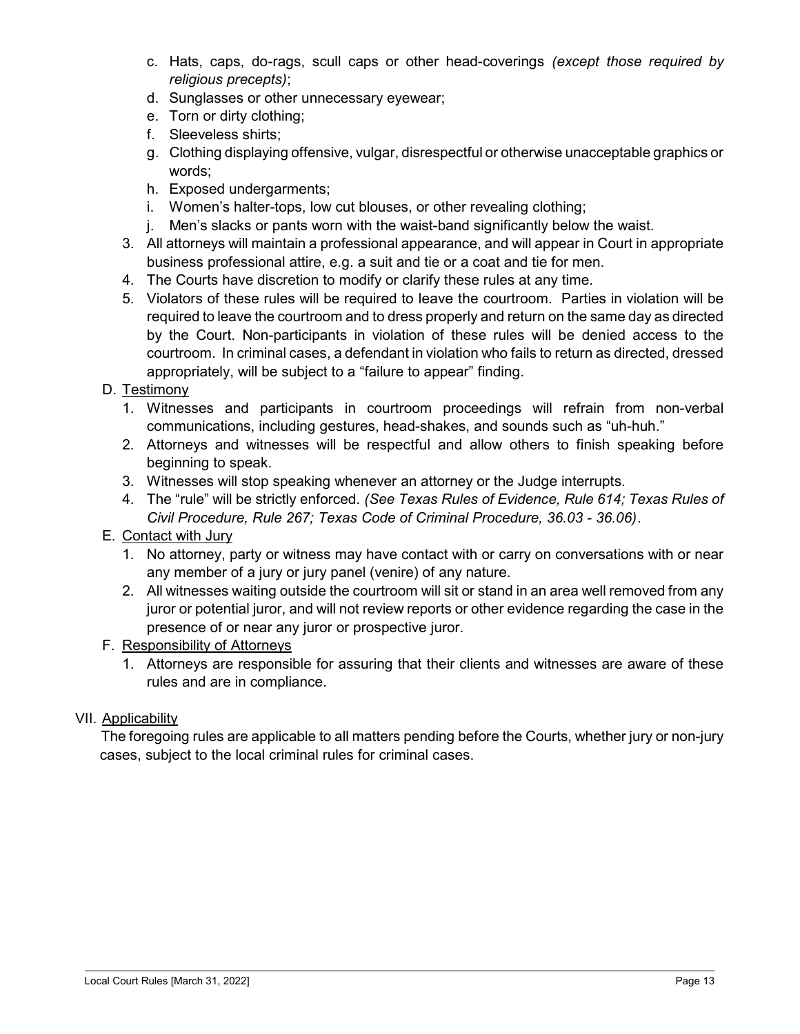c. Hats, caps, do-rags, scull caps or other head-coverings *(except those required by religious precepts)*;
d. Sunglasses or other unnecessary eyewear;
e. Torn or dirty clothing;
f. Sleeveless shirts;
g. Clothing displaying offensive, vulgar, disrespectful or otherwise unacceptable graphics or words;
h. Exposed undergarments;
i. Women's halter-tops, low cut blouses, or other revealing clothing;
j. Men's slacks or pants worn with the waist-band significantly below the waist.

3. All attorneys will maintain a professional appearance, and will appear in Court in appropriate business professional attire, e.g. a suit and tie or a coat and tie for men.
4. The Courts have discretion to modify or clarify these rules at any time.
5. Violators of these rules will be required to leave the courtroom. Parties in violation will be required to leave the courtroom and to dress properly and return on the same day as directed by the Court. Non-participants in violation of these rules will be denied access to the courtroom. In criminal cases, a defendant in violation who fails to return as directed, dressed appropriately, will be subject to a "failure to appear" finding.

D. Testimony

1. Witnesses and participants in courtroom proceedings will refrain from non-verbal communications, including gestures, head-shakes, and sounds such as "uh-huh."
2. Attorneys and witnesses will be respectful and allow others to finish speaking before beginning to speak.
3. Witnesses will stop speaking whenever an attorney or the Judge interrupts.
4. The "rule" will be strictly enforced. *(See Texas Rules of Evidence, Rule 614; Texas Rules of Civil Procedure, Rule 267; Texas Code of Criminal Procedure, 36.03 - 36.06)*.

E. Contact with Jury

1. No attorney, party or witness may have contact with or carry on conversations with or near any member of a jury or jury panel (venire) of any nature.
2. All witnesses waiting outside the courtroom will sit or stand in an area well removed from any juror or potential juror, and will not review reports or other evidence regarding the case in the presence of or near any juror or prospective juror.

F. Responsibility of Attorneys

1. Attorneys are responsible for assuring that their clients and witnesses are aware of these rules and are in compliance.

VII. Applicability

The foregoing rules are applicable to all matters pending before the Courts, whether jury or non-jury cases, subject to the local criminal rules for criminal cases.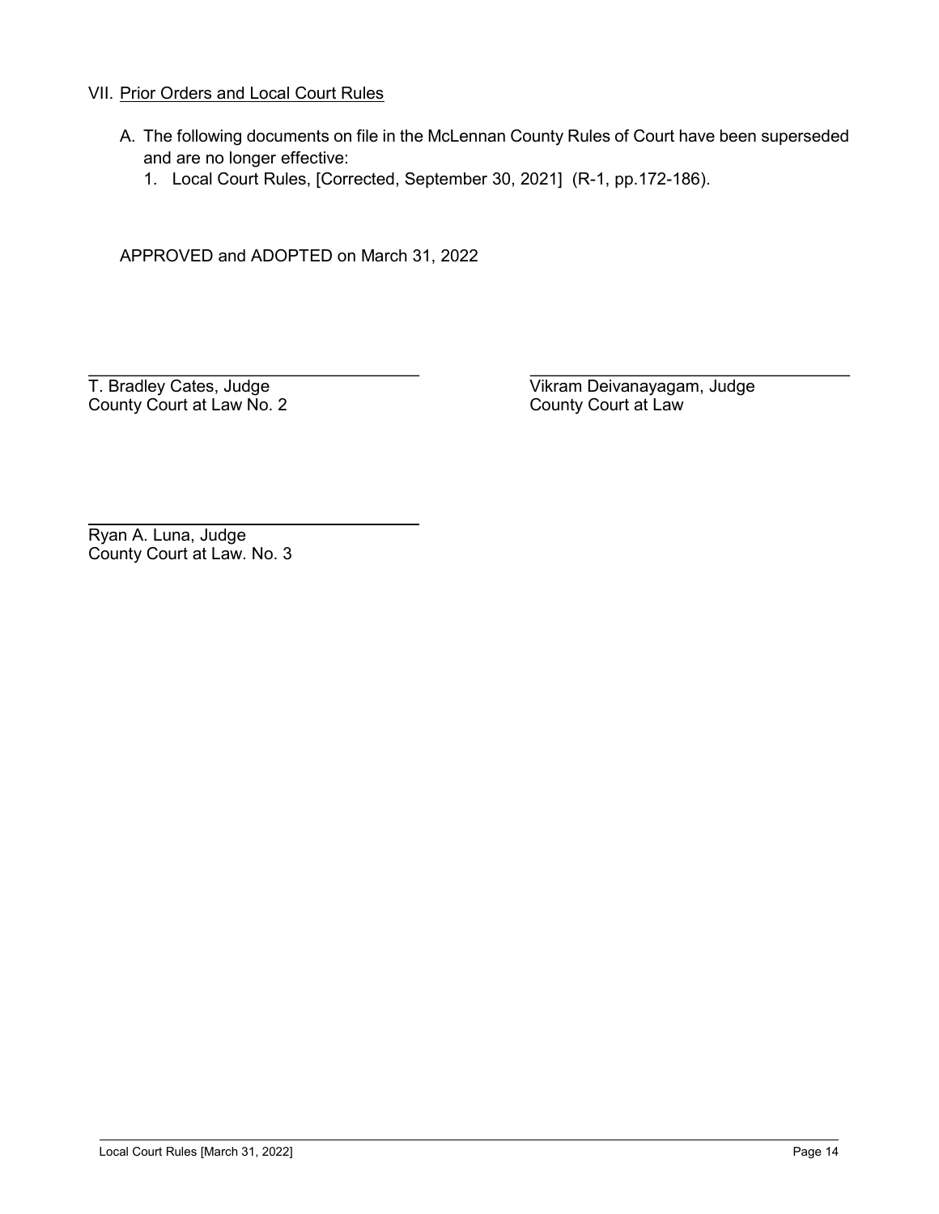## VII. <u>Prior Orders and Local Court Rules</u>

A. The following documents on file in the McLennan County Rules of Court have been superseded and are no longer effective:

   1. Local Court Rules, [Corrected, September 30, 2021] (R-1, pp.172-186).

APPROVED and ADOPTED on March 31, 2022

\_\_\_\_\_\_\_\_\_\_\_\_\_\_\_\_\_\_\_\_\_\_\_\_\_\_\_\_\_\_\_\_\_\_\_\_  
T. Bradley Cates, Judge  
County Court at Law No. 2

\_\_\_\_\_\_\_\_\_\_\_\_\_\_\_\_\_\_\_\_\_\_\_\_\_\_\_\_\_\_\_\_\_\_\_\_  
Vikram Deivanayagam, Judge  
County Court at Law

\_\_\_\_\_\_\_\_\_\_\_\_\_\_\_\_\_\_\_\_\_\_\_\_\_\_\_\_\_\_\_\_\_\_\_\_  
Ryan A. Luna, Judge  
County Court at Law. No. 3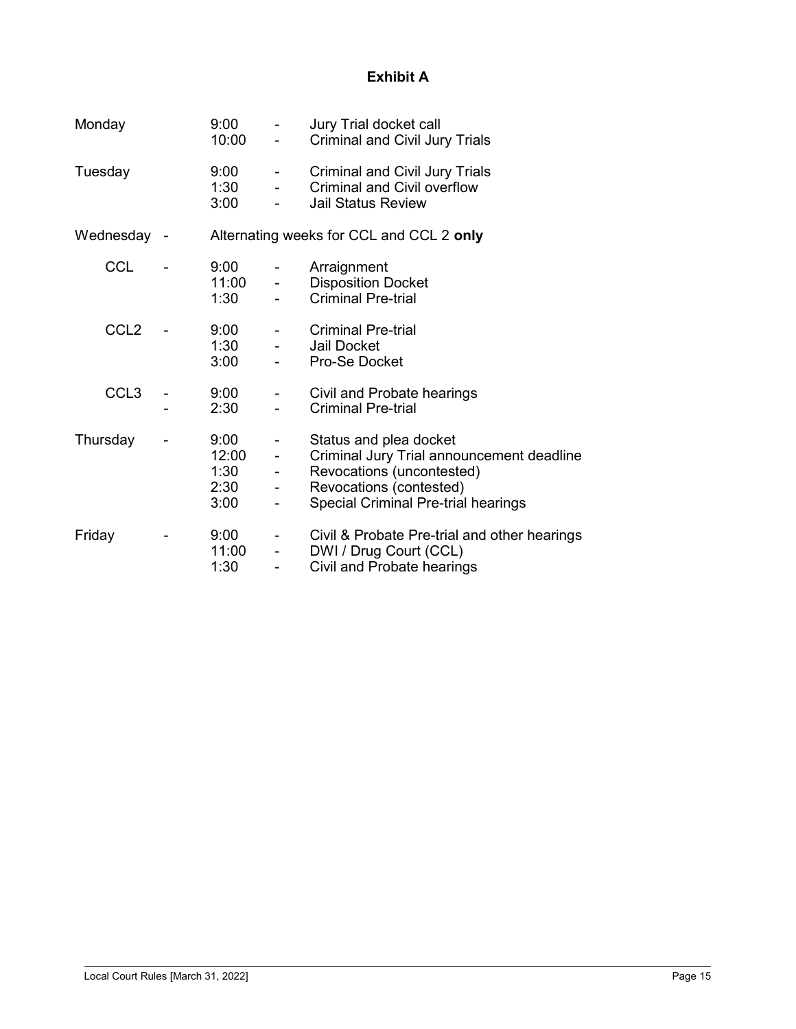## Exhibit A

| | | | |
|---|---|---|---|
| Monday | 9:00 | - | Jury Trial docket call |
| | 10:00 | - | Criminal and Civil Jury Trials |
| Tuesday | 9:00 | - | Criminal and Civil Jury Trials |
| | 1:30 | - | Criminal and Civil overflow |
| | 3:00 | - | Jail Status Review |
| Wednesday - | Alternating weeks for CCL and CCL 2 **only** | | |
| CCL - | 9:00 | - | Arraignment |
| | 11:00 | - | Disposition Docket |
| | 1:30 | - | Criminal Pre-trial |
| CCL2 - | 9:00 | - | Criminal Pre-trial |
| | 1:30 | - | Jail Docket |
| | 3:00 | - | Pro-Se Docket |
| CCL3 - | 9:00 | - | Civil and Probate hearings |
| - | 2:30 | - | Criminal Pre-trial |
| Thursday - | 9:00 | - | Status and plea docket |
| | 12:00 | - | Criminal Jury Trial announcement deadline |
| | 1:30 | - | Revocations (uncontested) |
| | 2:30 | - | Revocations (contested) |
| | 3:00 | - | Special Criminal Pre-trial hearings |
| Friday - | 9:00 | - | Civil & Probate Pre-trial and other hearings |
| | 11:00 | - | DWI / Drug Court (CCL) |
| | 1:30 | - | Civil and Probate hearings |

Local Court Rules [March 31, 2022]